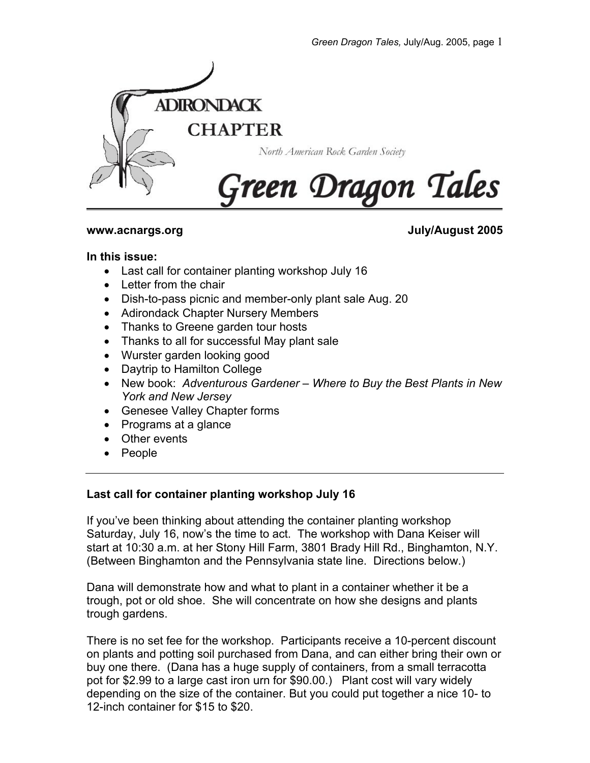ADIRONDACK CHAPTER

North American Rock Garden Society

# Green Dragon Tales

**www.acnargs.org** **July/August 2005**

**In this issue:**

- Last call for container planting workshop July 16
- Letter from the chair
- Dish-to-pass picnic and member-only plant sale Aug. 20
- Adirondack Chapter Nursery Members
- Thanks to Greene garden tour hosts
- Thanks to all for successful May plant sale
- Wurster garden looking good
- Daytrip to Hamilton College
- New book: *Adventurous Gardener – Where to Buy the Best Plants in New York and New Jersey*
- Genesee Valley Chapter forms
- Programs at a glance
- Other events
- People

---

### Last call for container planting workshop July 16

If you've been thinking about attending the container planting workshop Saturday, July 16, now's the time to act. The workshop with Dana Keiser will start at 10:30 a.m. at her Stony Hill Farm, 3801 Brady Hill Rd., Binghamton, N.Y. (Between Binghamton and the Pennsylvania state line. Directions below.)

Dana will demonstrate how and what to plant in a container whether it be a trough, pot or old shoe. She will concentrate on how she designs and plants trough gardens.

There is no set fee for the workshop. Participants receive a 10-percent discount on plants and potting soil purchased from Dana, and can either bring their own or buy one there. (Dana has a huge supply of containers, from a small terracotta pot for $2.99 to a large cast iron urn for $90.00.) Plant cost will vary widely depending on the size of the container. But you could put together a nice 10- to 12-inch container for $15 to $20.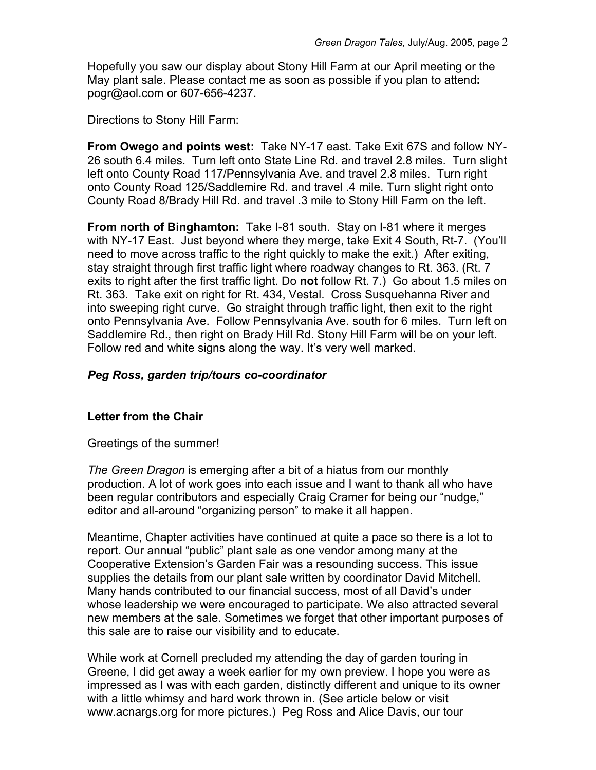Hopefully you saw our display about Stony Hill Farm at our April meeting or the May plant sale. Please contact me as soon as possible if you plan to attend**:** pogr@aol.com or 607-656-4237.

Directions to Stony Hill Farm:

**From Owego and points west:** Take NY-17 east. Take Exit 67S and follow NY-26 south 6.4 miles. Turn left onto State Line Rd. and travel 2.8 miles. Turn slight left onto County Road 117/Pennsylvania Ave. and travel 2.8 miles. Turn right onto County Road 125/Saddlemire Rd. and travel .4 mile. Turn slight right onto County Road 8/Brady Hill Rd. and travel .3 mile to Stony Hill Farm on the left.

**From north of Binghamton:** Take I-81 south. Stay on I-81 where it merges with NY-17 East. Just beyond where they merge, take Exit 4 South, Rt-7. (You'll need to move across traffic to the right quickly to make the exit.) After exiting, stay straight through first traffic light where roadway changes to Rt. 363. (Rt. 7 exits to right after the first traffic light. Do **not** follow Rt. 7.) Go about 1.5 miles on Rt. 363. Take exit on right for Rt. 434, Vestal. Cross Susquehanna River and into sweeping right curve. Go straight through traffic light, then exit to the right onto Pennsylvania Ave. Follow Pennsylvania Ave. south for 6 miles. Turn left on Saddlemire Rd., then right on Brady Hill Rd. Stony Hill Farm will be on your left. Follow red and white signs along the way. It's very well marked.

***Peg Ross, garden trip/tours co-coordinator***

---

**Letter from the Chair**

Greetings of the summer!

*The Green Dragon* is emerging after a bit of a hiatus from our monthly production. A lot of work goes into each issue and I want to thank all who have been regular contributors and especially Craig Cramer for being our "nudge," editor and all-around "organizing person" to make it all happen.

Meantime, Chapter activities have continued at quite a pace so there is a lot to report. Our annual "public" plant sale as one vendor among many at the Cooperative Extension's Garden Fair was a resounding success. This issue supplies the details from our plant sale written by coordinator David Mitchell. Many hands contributed to our financial success, most of all David's under whose leadership we were encouraged to participate. We also attracted several new members at the sale. Sometimes we forget that other important purposes of this sale are to raise our visibility and to educate.

While work at Cornell precluded my attending the day of garden touring in Greene, I did get away a week earlier for my own preview. I hope you were as impressed as I was with each garden, distinctly different and unique to its owner with a little whimsy and hard work thrown in. (See article below or visit www.acnargs.org for more pictures.) Peg Ross and Alice Davis, our tour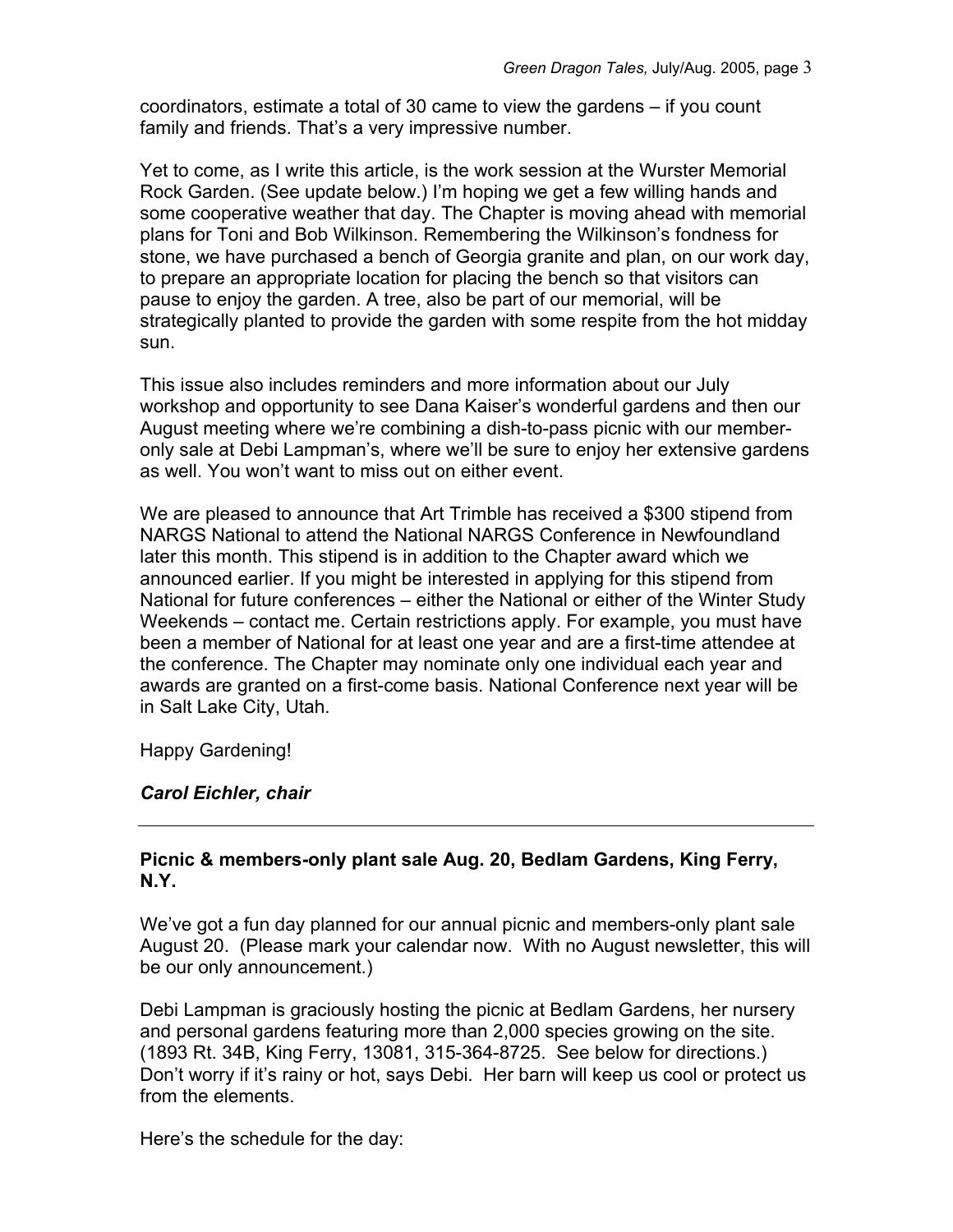coordinators, estimate a total of 30 came to view the gardens – if you count family and friends. That's a very impressive number.

Yet to come, as I write this article, is the work session at the Wurster Memorial Rock Garden. (See update below.) I'm hoping we get a few willing hands and some cooperative weather that day. The Chapter is moving ahead with memorial plans for Toni and Bob Wilkinson. Remembering the Wilkinson's fondness for stone, we have purchased a bench of Georgia granite and plan, on our work day, to prepare an appropriate location for placing the bench so that visitors can pause to enjoy the garden. A tree, also be part of our memorial, will be strategically planted to provide the garden with some respite from the hot midday sun.

This issue also includes reminders and more information about our July workshop and opportunity to see Dana Kaiser's wonderful gardens and then our August meeting where we're combining a dish-to-pass picnic with our member-only sale at Debi Lampman's, where we'll be sure to enjoy her extensive gardens as well. You won't want to miss out on either event.

We are pleased to announce that Art Trimble has received a $300 stipend from NARGS National to attend the National NARGS Conference in Newfoundland later this month. This stipend is in addition to the Chapter award which we announced earlier. If you might be interested in applying for this stipend from National for future conferences – either the National or either of the Winter Study Weekends – contact me. Certain restrictions apply. For example, you must have been a member of National for at least one year and are a first-time attendee at the conference. The Chapter may nominate only one individual each year and awards are granted on a first-come basis. National Conference next year will be in Salt Lake City, Utah.

Happy Gardening!

***Carol Eichler, chair***

---

**Picnic & members-only plant sale Aug. 20, Bedlam Gardens, King Ferry, N.Y.**

We've got a fun day planned for our annual picnic and members-only plant sale August 20. (Please mark your calendar now. With no August newsletter, this will be our only announcement.)

Debi Lampman is graciously hosting the picnic at Bedlam Gardens, her nursery and personal gardens featuring more than 2,000 species growing on the site. (1893 Rt. 34B, King Ferry, 13081, 315-364-8725. See below for directions.) Don't worry if it's rainy or hot, says Debi. Her barn will keep us cool or protect us from the elements.

Here's the schedule for the day: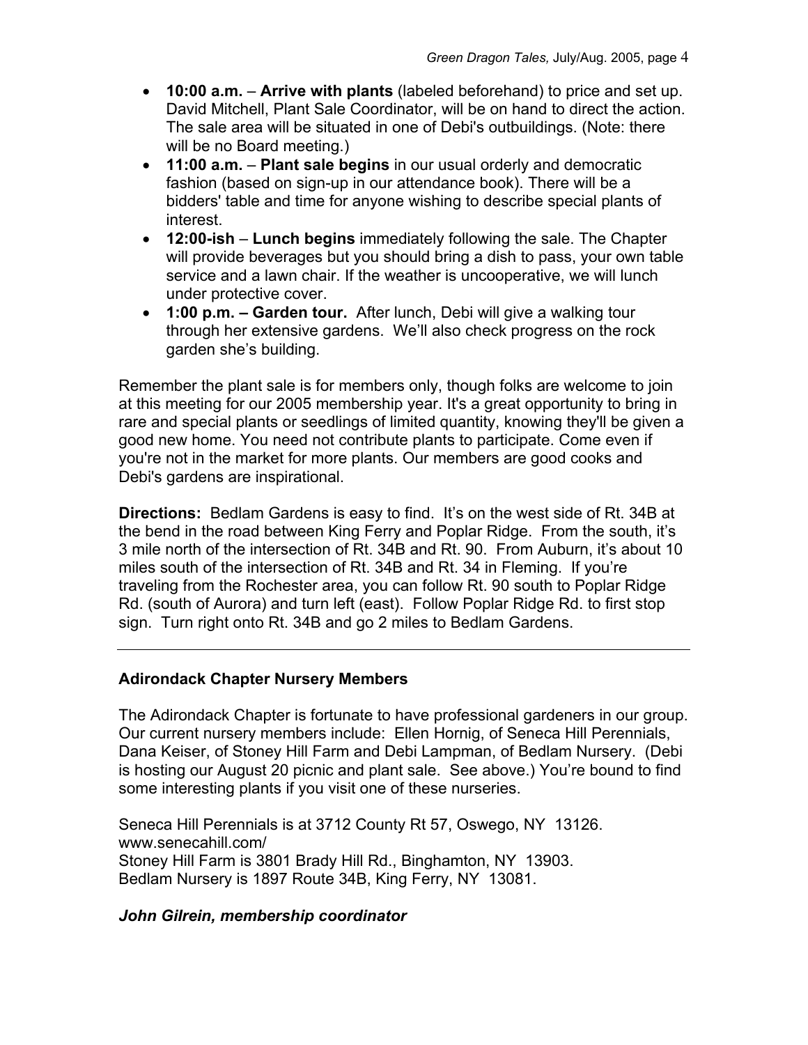- **10:00 a.m.** – **Arrive with plants** (labeled beforehand) to price and set up. David Mitchell, Plant Sale Coordinator, will be on hand to direct the action. The sale area will be situated in one of Debi's outbuildings. (Note: there will be no Board meeting.)
- **11:00 a.m.** – **Plant sale begins** in our usual orderly and democratic fashion (based on sign-up in our attendance book). There will be a bidders' table and time for anyone wishing to describe special plants of interest.
- **12:00-ish** – **Lunch begins** immediately following the sale. The Chapter will provide beverages but you should bring a dish to pass, your own table service and a lawn chair. If the weather is uncooperative, we will lunch under protective cover.
- **1:00 p.m. – Garden tour.** After lunch, Debi will give a walking tour through her extensive gardens. We'll also check progress on the rock garden she's building.

Remember the plant sale is for members only, though folks are welcome to join at this meeting for our 2005 membership year. It's a great opportunity to bring in rare and special plants or seedlings of limited quantity, knowing they'll be given a good new home. You need not contribute plants to participate. Come even if you're not in the market for more plants. Our members are good cooks and Debi's gardens are inspirational.

**Directions:** Bedlam Gardens is easy to find. It's on the west side of Rt. 34B at the bend in the road between King Ferry and Poplar Ridge. From the south, it's 3 mile north of the intersection of Rt. 34B and Rt. 90. From Auburn, it's about 10 miles south of the intersection of Rt. 34B and Rt. 34 in Fleming. If you're traveling from the Rochester area, you can follow Rt. 90 south to Poplar Ridge Rd. (south of Aurora) and turn left (east). Follow Poplar Ridge Rd. to first stop sign. Turn right onto Rt. 34B and go 2 miles to Bedlam Gardens.

---

### Adirondack Chapter Nursery Members

The Adirondack Chapter is fortunate to have professional gardeners in our group. Our current nursery members include: Ellen Hornig, of Seneca Hill Perennials, Dana Keiser, of Stoney Hill Farm and Debi Lampman, of Bedlam Nursery. (Debi is hosting our August 20 picnic and plant sale. See above.) You're bound to find some interesting plants if you visit one of these nurseries.

Seneca Hill Perennials is at 3712 County Rt 57, Oswego, NY 13126.
www.senecahill.com/
Stoney Hill Farm is 3801 Brady Hill Rd., Binghamton, NY 13903.
Bedlam Nursery is 1897 Route 34B, King Ferry, NY 13081.

***John Gilrein, membership coordinator***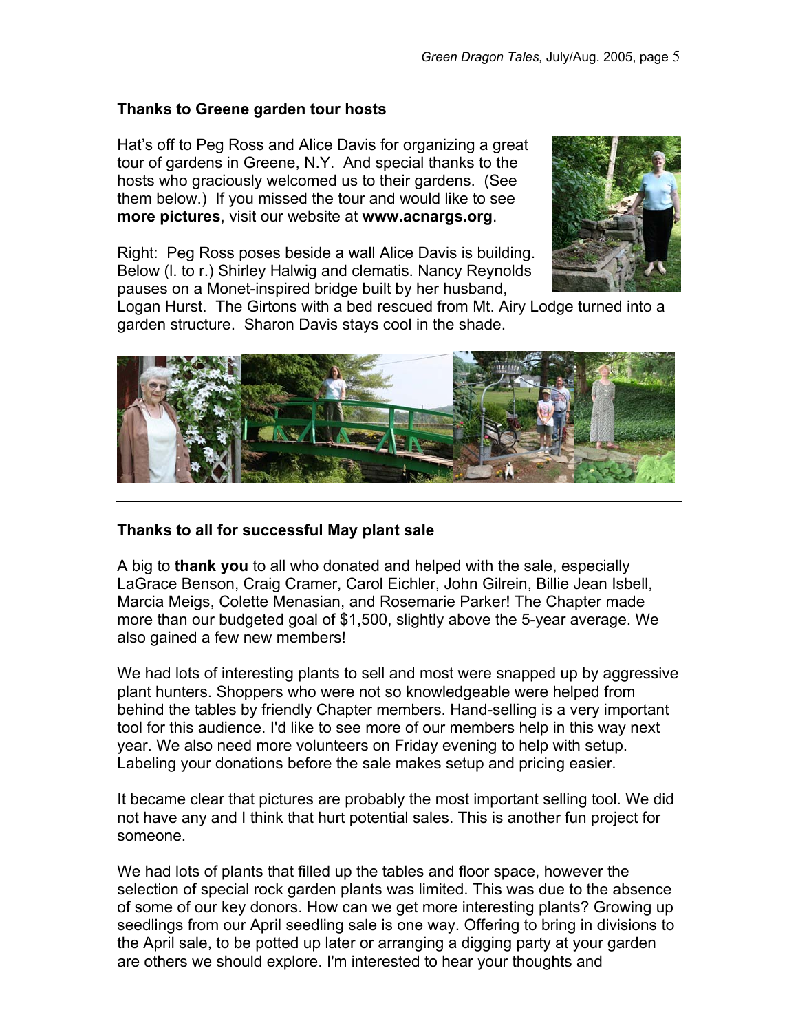## Thanks to Greene garden tour hosts

Hat's off to Peg Ross and Alice Davis for organizing a great tour of gardens in Greene, N.Y. And special thanks to the hosts who graciously welcomed us to their gardens. (See them below.) If you missed the tour and would like to see **more pictures**, visit our website at **www.acnargs.org**.

Right: Peg Ross poses beside a wall Alice Davis is building. Below (l. to r.) Shirley Halwig and clematis. Nancy Reynolds pauses on a Monet-inspired bridge built by her husband, Logan Hurst. The Girtons with a bed rescued from Mt. Airy Lodge turned into a garden structure. Sharon Davis stays cool in the shade.

## Thanks to all for successful May plant sale

A big to **thank you** to all who donated and helped with the sale, especially LaGrace Benson, Craig Cramer, Carol Eichler, John Gilrein, Billie Jean Isbell, Marcia Meigs, Colette Menasian, and Rosemarie Parker! The Chapter made more than our budgeted goal of $1,500, slightly above the 5-year average. We also gained a few new members!

We had lots of interesting plants to sell and most were snapped up by aggressive plant hunters. Shoppers who were not so knowledgeable were helped from behind the tables by friendly Chapter members. Hand-selling is a very important tool for this audience. I'd like to see more of our members help in this way next year. We also need more volunteers on Friday evening to help with setup. Labeling your donations before the sale makes setup and pricing easier.

It became clear that pictures are probably the most important selling tool. We did not have any and I think that hurt potential sales. This is another fun project for someone.

We had lots of plants that filled up the tables and floor space, however the selection of special rock garden plants was limited. This was due to the absence of some of our key donors. How can we get more interesting plants? Growing up seedlings from our April seedling sale is one way. Offering to bring in divisions to the April sale, to be potted up later or arranging a digging party at your garden are others we should explore. I'm interested to hear your thoughts and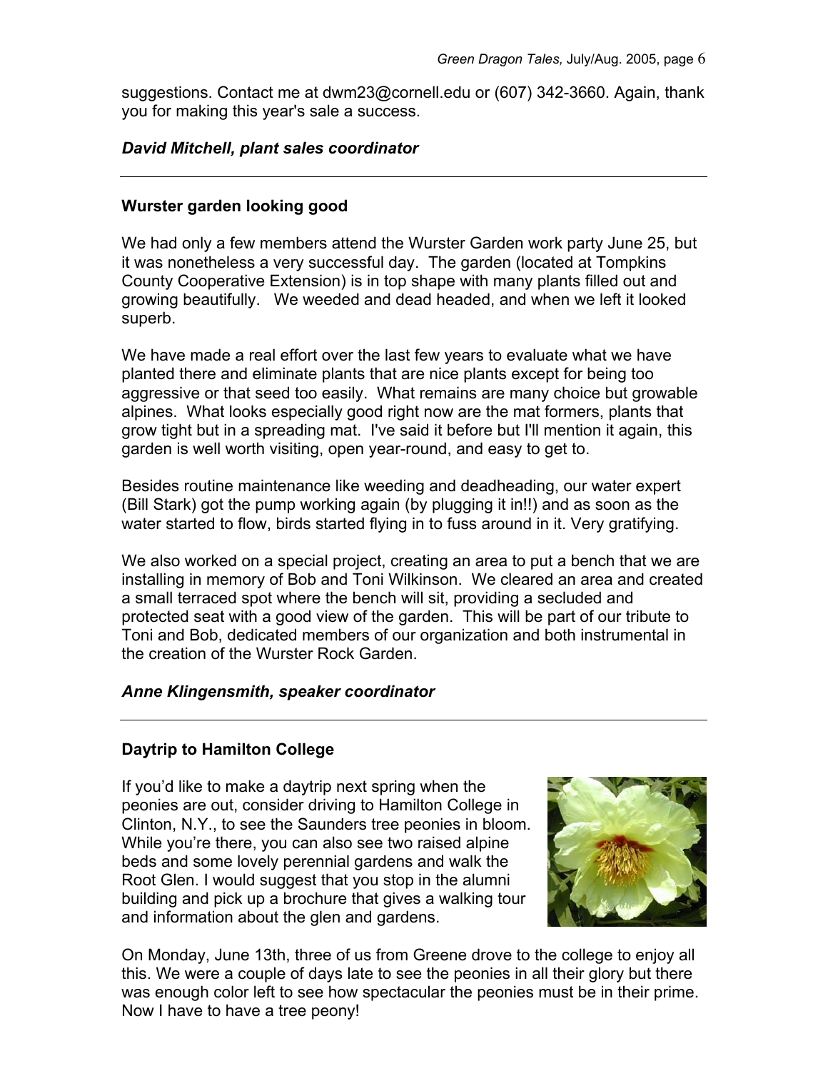suggestions. Contact me at dwm23@cornell.edu or (607) 342-3660. Again, thank you for making this year's sale a success.

***David Mitchell, plant sales coordinator***

---

**Wurster garden looking good**

We had only a few members attend the Wurster Garden work party June 25, but it was nonetheless a very successful day. The garden (located at Tompkins County Cooperative Extension) is in top shape with many plants filled out and growing beautifully. We weeded and dead headed, and when we left it looked superb.

We have made a real effort over the last few years to evaluate what we have planted there and eliminate plants that are nice plants except for being too aggressive or that seed too easily. What remains are many choice but growable alpines. What looks especially good right now are the mat formers, plants that grow tight but in a spreading mat. I've said it before but I'll mention it again, this garden is well worth visiting, open year-round, and easy to get to.

Besides routine maintenance like weeding and deadheading, our water expert (Bill Stark) got the pump working again (by plugging it in!!) and as soon as the water started to flow, birds started flying in to fuss around in it. Very gratifying.

We also worked on a special project, creating an area to put a bench that we are installing in memory of Bob and Toni Wilkinson. We cleared an area and created a small terraced spot where the bench will sit, providing a secluded and protected seat with a good view of the garden. This will be part of our tribute to Toni and Bob, dedicated members of our organization and both instrumental in the creation of the Wurster Rock Garden.

***Anne Klingensmith, speaker coordinator***

---

**Daytrip to Hamilton College**

If you'd like to make a daytrip next spring when the peonies are out, consider driving to Hamilton College in Clinton, N.Y., to see the Saunders tree peonies in bloom. While you're there, you can also see two raised alpine beds and some lovely perennial gardens and walk the Root Glen. I would suggest that you stop in the alumni building and pick up a brochure that gives a walking tour and information about the glen and gardens.

On Monday, June 13th, three of us from Greene drove to the college to enjoy all this. We were a couple of days late to see the peonies in all their glory but there was enough color left to see how spectacular the peonies must be in their prime. Now I have to have a tree peony!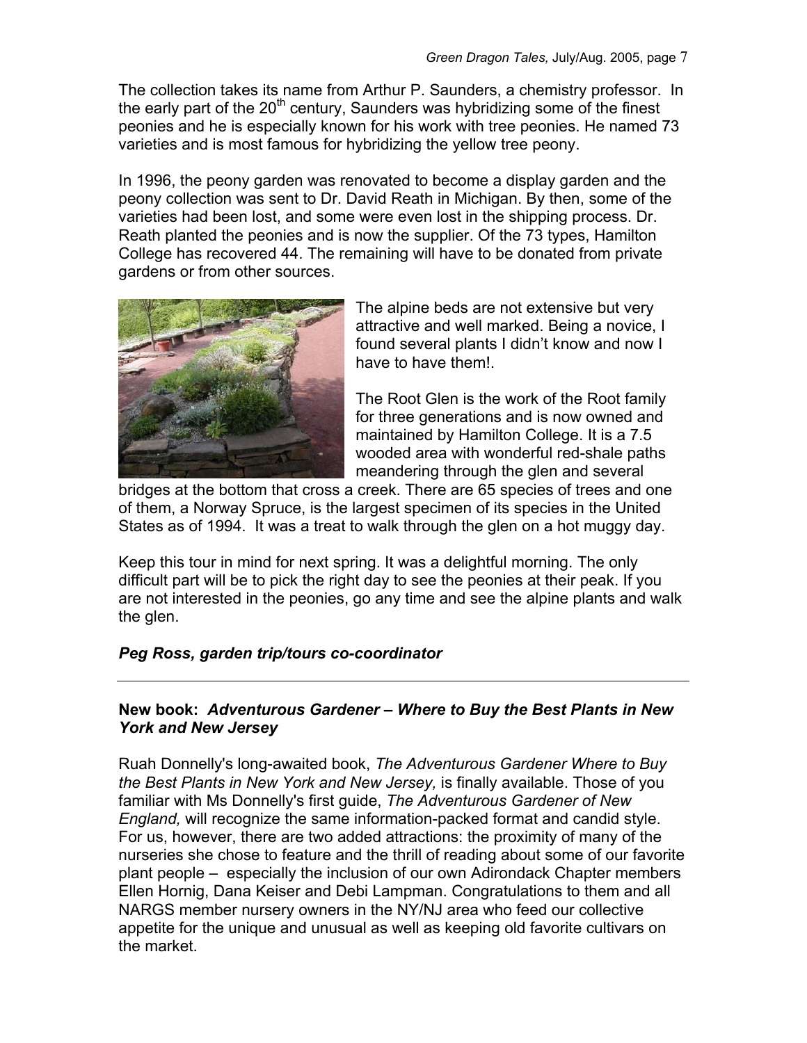The collection takes its name from Arthur P. Saunders, a chemistry professor. In the early part of the 20th century, Saunders was hybridizing some of the finest peonies and he is especially known for his work with tree peonies. He named 73 varieties and is most famous for hybridizing the yellow tree peony.

In 1996, the peony garden was renovated to become a display garden and the peony collection was sent to Dr. David Reath in Michigan. By then, some of the varieties had been lost, and some were even lost in the shipping process. Dr. Reath planted the peonies and is now the supplier. Of the 73 types, Hamilton College has recovered 44. The remaining will have to be donated from private gardens or from other sources.

The alpine beds are not extensive but very attractive and well marked. Being a novice, I found several plants I didn't know and now I have to have them!.

The Root Glen is the work of the Root family for three generations and is now owned and maintained by Hamilton College. It is a 7.5 wooded area with wonderful red-shale paths meandering through the glen and several bridges at the bottom that cross a creek. There are 65 species of trees and one of them, a Norway Spruce, is the largest specimen of its species in the United States as of 1994. It was a treat to walk through the glen on a hot muggy day.

Keep this tour in mind for next spring. It was a delightful morning. The only difficult part will be to pick the right day to see the peonies at their peak. If you are not interested in the peonies, go any time and see the alpine plants and walk the glen.

***Peg Ross, garden trip/tours co-coordinator***

---

**New book: *Adventurous Gardener – Where to Buy the Best Plants in New York and New Jersey***

Ruah Donnelly's long-awaited book, *The Adventurous Gardener Where to Buy the Best Plants in New York and New Jersey,* is finally available. Those of you familiar with Ms Donnelly's first guide, *The Adventurous Gardener of New England,* will recognize the same information-packed format and candid style. For us, however, there are two added attractions: the proximity of many of the nurseries she chose to feature and the thrill of reading about some of our favorite plant people – especially the inclusion of our own Adirondack Chapter members Ellen Hornig, Dana Keiser and Debi Lampman. Congratulations to them and all NARGS member nursery owners in the NY/NJ area who feed our collective appetite for the unique and unusual as well as keeping old favorite cultivars on the market.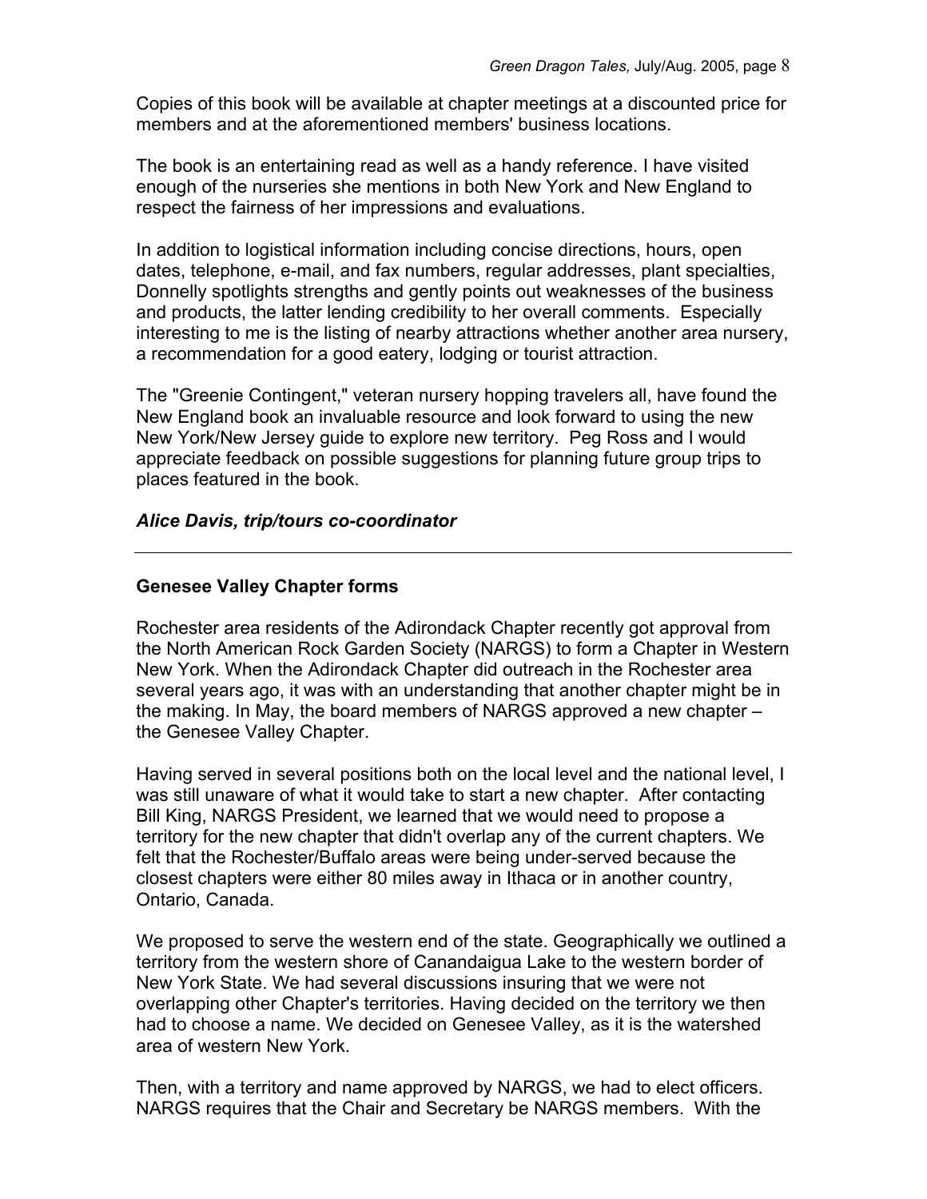Copies of this book will be available at chapter meetings at a discounted price for members and at the aforementioned members' business locations.

The book is an entertaining read as well as a handy reference. I have visited enough of the nurseries she mentions in both New York and New England to respect the fairness of her impressions and evaluations.

In addition to logistical information including concise directions, hours, open dates, telephone, e-mail, and fax numbers, regular addresses, plant specialties, Donnelly spotlights strengths and gently points out weaknesses of the business and products, the latter lending credibility to her overall comments. Especially interesting to me is the listing of nearby attractions whether another area nursery, a recommendation for a good eatery, lodging or tourist attraction.

The "Greenie Contingent," veteran nursery hopping travelers all, have found the New England book an invaluable resource and look forward to using the new New York/New Jersey guide to explore new territory. Peg Ross and I would appreciate feedback on possible suggestions for planning future group trips to places featured in the book.

***Alice Davis, trip/tours co-coordinator***

---

**Genesee Valley Chapter forms**

Rochester area residents of the Adirondack Chapter recently got approval from the North American Rock Garden Society (NARGS) to form a Chapter in Western New York. When the Adirondack Chapter did outreach in the Rochester area several years ago, it was with an understanding that another chapter might be in the making. In May, the board members of NARGS approved a new chapter – the Genesee Valley Chapter.

Having served in several positions both on the local level and the national level, I was still unaware of what it would take to start a new chapter. After contacting Bill King, NARGS President, we learned that we would need to propose a territory for the new chapter that didn't overlap any of the current chapters. We felt that the Rochester/Buffalo areas were being under-served because the closest chapters were either 80 miles away in Ithaca or in another country, Ontario, Canada.

We proposed to serve the western end of the state. Geographically we outlined a territory from the western shore of Canandaigua Lake to the western border of New York State. We had several discussions insuring that we were not overlapping other Chapter's territories. Having decided on the territory we then had to choose a name. We decided on Genesee Valley, as it is the watershed area of western New York.

Then, with a territory and name approved by NARGS, we had to elect officers. NARGS requires that the Chair and Secretary be NARGS members. With the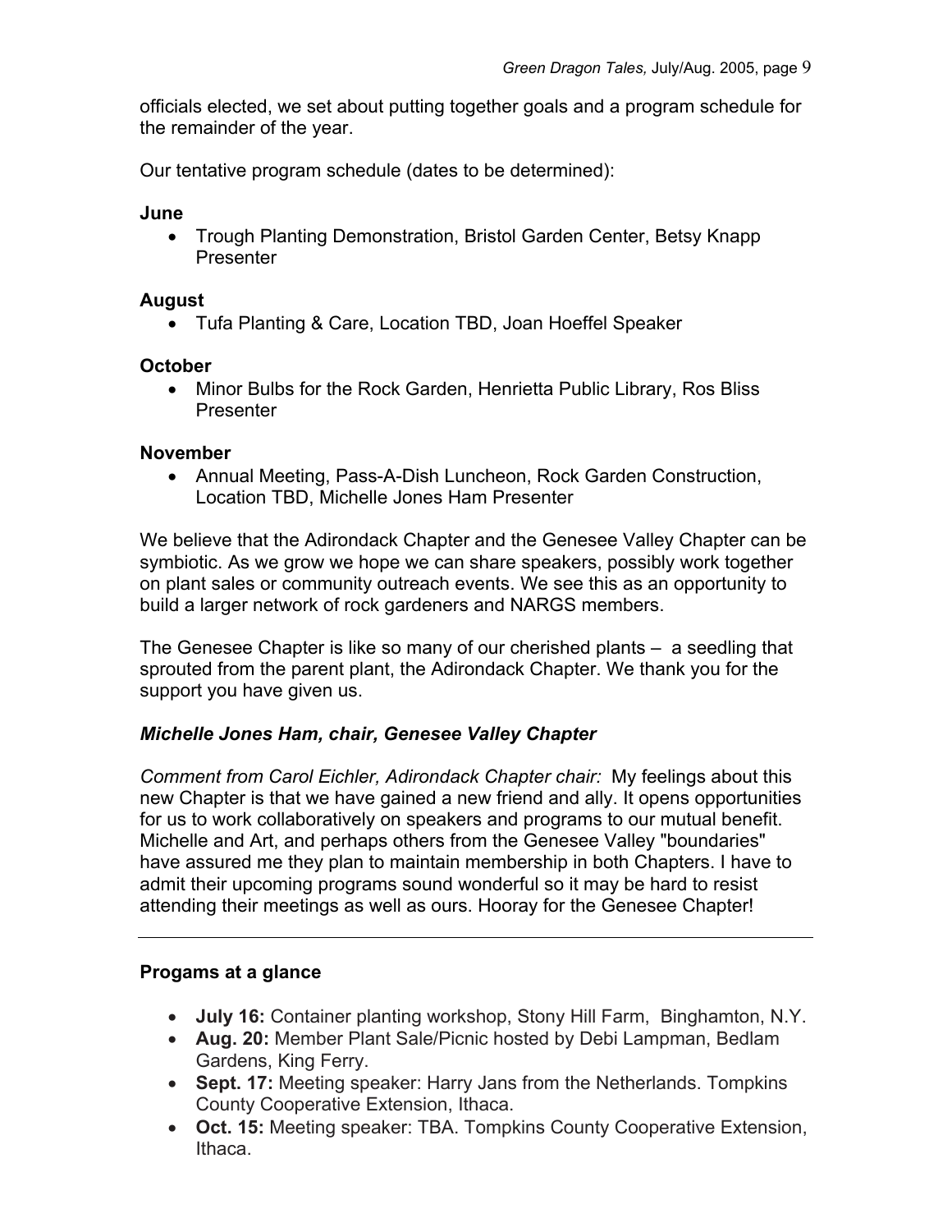officials elected, we set about putting together goals and a program schedule for the remainder of the year.

Our tentative program schedule (dates to be determined):

**June**

- Trough Planting Demonstration, Bristol Garden Center, Betsy Knapp Presenter

**August**

- Tufa Planting & Care, Location TBD, Joan Hoeffel Speaker

**October**

- Minor Bulbs for the Rock Garden, Henrietta Public Library, Ros Bliss Presenter

**November**

- Annual Meeting, Pass-A-Dish Luncheon, Rock Garden Construction, Location TBD, Michelle Jones Ham Presenter

We believe that the Adirondack Chapter and the Genesee Valley Chapter can be symbiotic. As we grow we hope we can share speakers, possibly work together on plant sales or community outreach events. We see this as an opportunity to build a larger network of rock gardeners and NARGS members.

The Genesee Chapter is like so many of our cherished plants – a seedling that sprouted from the parent plant, the Adirondack Chapter. We thank you for the support you have given us.

***Michelle Jones Ham, chair, Genesee Valley Chapter***

*Comment from Carol Eichler, Adirondack Chapter chair:* My feelings about this new Chapter is that we have gained a new friend and ally. It opens opportunities for us to work collaboratively on speakers and programs to our mutual benefit. Michelle and Art, and perhaps others from the Genesee Valley "boundaries" have assured me they plan to maintain membership in both Chapters. I have to admit their upcoming programs sound wonderful so it may be hard to resist attending their meetings as well as ours. Hooray for the Genesee Chapter!

---

**Progams at a glance**

- **July 16:** Container planting workshop, Stony Hill Farm, Binghamton, N.Y.
- **Aug. 20:** Member Plant Sale/Picnic hosted by Debi Lampman, Bedlam Gardens, King Ferry.
- **Sept. 17:** Meeting speaker: Harry Jans from the Netherlands. Tompkins County Cooperative Extension, Ithaca.
- **Oct. 15:** Meeting speaker: TBA. Tompkins County Cooperative Extension, Ithaca.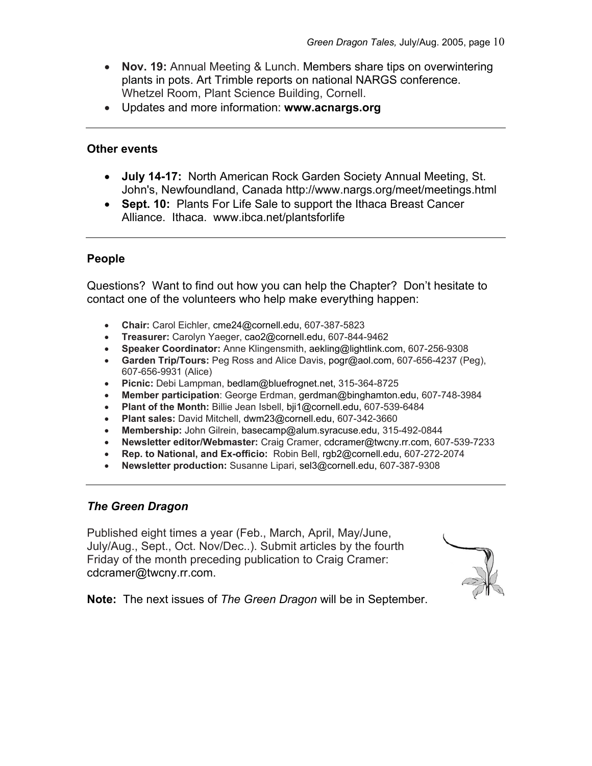- **Nov. 19:** Annual Meeting & Lunch. Members share tips on overwintering plants in pots. Art Trimble reports on national NARGS conference. Whetzel Room, Plant Science Building, Cornell.
- Updates and more information: **www.acnargs.org**

---

### Other events

- **July 14-17:** North American Rock Garden Society Annual Meeting, St. John's, Newfoundland, Canada http://www.nargs.org/meet/meetings.html
- **Sept. 10:** Plants For Life Sale to support the Ithaca Breast Cancer Alliance. Ithaca. www.ibca.net/plantsforlife

---

### People

Questions? Want to find out how you can help the Chapter? Don't hesitate to contact one of the volunteers who help make everything happen:

- **Chair:** Carol Eichler, cme24@cornell.edu, 607-387-5823
- **Treasurer:** Carolyn Yaeger, cao2@cornell.edu, 607-844-9462
- **Speaker Coordinator:** Anne Klingensmith, aekling@lightlink.com, 607-256-9308
- **Garden Trip/Tours:** Peg Ross and Alice Davis, pogr@aol.com, 607-656-4237 (Peg), 607-656-9931 (Alice)
- **Picnic:** Debi Lampman, bedlam@bluefrognet.net, 315-364-8725
- **Member participation**: George Erdman, gerdman@binghamton.edu, 607-748-3984
- **Plant of the Month:** Billie Jean Isbell, bji1@cornell.edu, 607-539-6484
- **Plant sales:** David Mitchell, dwm23@cornell.edu, 607-342-3660
- **Membership:** John Gilrein, basecamp@alum.syracuse.edu, 315-492-0844
- **Newsletter editor/Webmaster:** Craig Cramer, cdcramer@twcny.rr.com, 607-539-7233
- **Rep. to National, and Ex-officio:** Robin Bell, rgb2@cornell.edu, 607-272-2074
- **Newsletter production:** Susanne Lipari, sel3@cornell.edu, 607-387-9308

---

### *The Green Dragon*

Published eight times a year (Feb., March, April, May/June, July/Aug., Sept., Oct. Nov/Dec..). Submit articles by the fourth Friday of the month preceding publication to Craig Cramer: cdcramer@twcny.rr.com.

**Note:** The next issues of *The Green Dragon* will be in September.